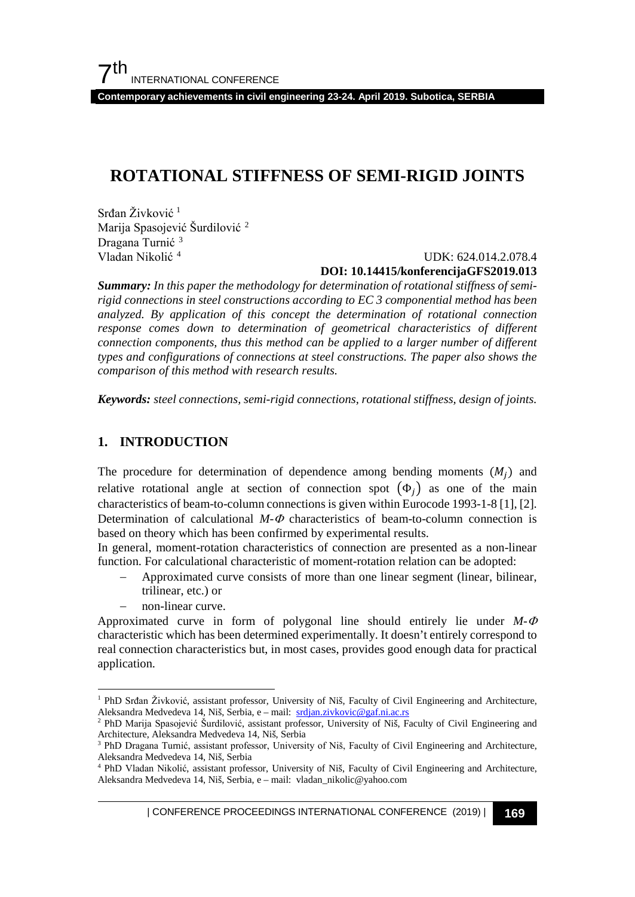# ROTATIONAL STIFFNESS OF SEMI-RIGID JOINTS

Srđan Živković [1]
Marija Spasojević Šurdilović [2]
Dragana Turnić [3]
Vladan Nikolić [4]

UDK: 624.014.2.078.4
**DOI: 10.14415/konferencijaGFS2019.013**

***Summary:*** *In this paper the methodology for determination of rotational stiffness of semi-rigid connections in steel constructions according to EC 3 componential method has been analyzed. By application of this concept the determination of rotational connection response comes down to determination of geometrical characteristics of different connection components, thus this method can be applied to a larger number of different types and configurations of connections at steel constructions. The paper also shows the comparison of this method with research results.*

***Keywords:*** *steel connections, semi-rigid connections, rotational stiffness, design of joints.*

## 1. INTRODUCTION

The procedure for determination of dependence among bending moments ($M_j$) and relative rotational angle at section of connection spot $(\Phi_j)$ as one of the main characteristics of beam-to-column connections is given within Eurocode 1993-1-8 [1], [2]. Determination of calculational $M$-$\Phi$ characteristics of beam-to-column connection is based on theory which has been confirmed by experimental results.

In general, moment-rotation characteristics of connection are presented as a non-linear function. For calculational characteristic of moment-rotation relation can be adopted:

- Approximated curve consists of more than one linear segment (linear, bilinear, trilinear, etc.) or
- non-linear curve.

Approximated curve in form of polygonal line should entirely lie under $M$-$\Phi$ characteristic which has been determined experimentally. It doesn't entirely correspond to real connection characteristics but, in most cases, provides good enough data for practical application.

---

[1] PhD Srđan Živković, assistant professor, University of Niš, Faculty of Civil Engineering and Architecture, Aleksandra Medvedeva 14, Niš, Serbia, e – mail: srdjan.zivkovic@gaf.ni.ac.rs

[2] PhD Marija Spasojević Šurdilović, assistant professor, University of Niš, Faculty of Civil Engineering and Architecture, Aleksandra Medvedeva 14, Niš, Serbia

[3] PhD Dragana Turnić, assistant professor, University of Niš, Faculty of Civil Engineering and Architecture, Aleksandra Medvedeva 14, Niš, Serbia

[4] PhD Vladan Nikolić, assistant professor, University of Niš, Faculty of Civil Engineering and Architecture, Aleksandra Medvedeva 14, Niš, Serbia, e – mail: vladan_nikolic@yahoo.com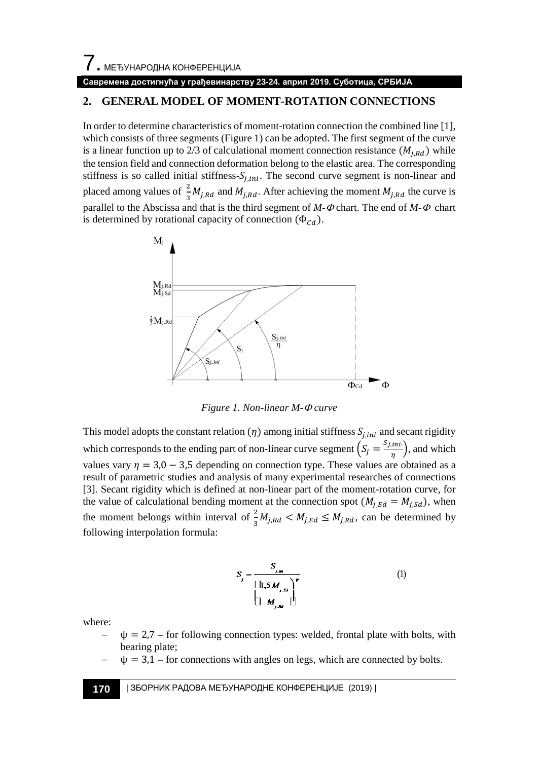## 2. GENERAL MODEL OF MOMENT-ROTATION CONNECTIONS

In order to determine characteristics of moment-rotation connection the combined line [1], which consists of three segments (Figure 1) can be adopted. The first segment of the curve is a linear function up to 2/3 of calculational moment connection resistance ($M_{j,Rd}$) while the tension field and connection deformation belong to the elastic area. The corresponding stiffness is so called initial stiffness-$S_{j,ini}$. The second curve segment is non-linear and placed among values of $\frac{2}{3}M_{j,Rd}$ and $M_{j,Rd}$. After achieving the moment $M_{j,Rd}$ the curve is parallel to the Abscissa and that is the third segment of *M-Φ* chart. The end of *M-Φ* chart is determined by rotational capacity of connection ($\Phi_{Cd}$).

*Figure 1. Non-linear M-Φ curve*

This model adopts the constant relation ($\eta$) among initial stiffness $S_{j,ini}$ and secant rigidity which corresponds to the ending part of non-linear curve segment $\left(S_j = \frac{S_{j,ini}}{\eta}\right)$, and which values vary $\eta = 3{,}0 - 3{,}5$ depending on connection type. These values are obtained as a result of parametric studies and analysis of many experimental researches of connections [3]. Secant rigidity which is defined at non-linear part of the moment-rotation curve, for the value of calculational bending moment at the connection spot ($M_{j,Ed} = M_{j,Sd}$), when the moment belongs within interval of $\frac{2}{3}M_{j,Rd} < M_{j,Ed} \leq M_{j,Rd}$, can be determined by following interpolation formula:

$$S_j = \frac{S_{j,ini}}{\left(\frac{1{,}5\,M_{j,Ed}}{M_{j,Rd}}\right)^{\psi}} \qquad (1)$$

where:

- $\psi = 2{,}7$ – for following connection types: welded, frontal plate with bolts, with bearing plate;
- $\psi = 3{,}1$ – for connections with angles on legs, which are connected by bolts.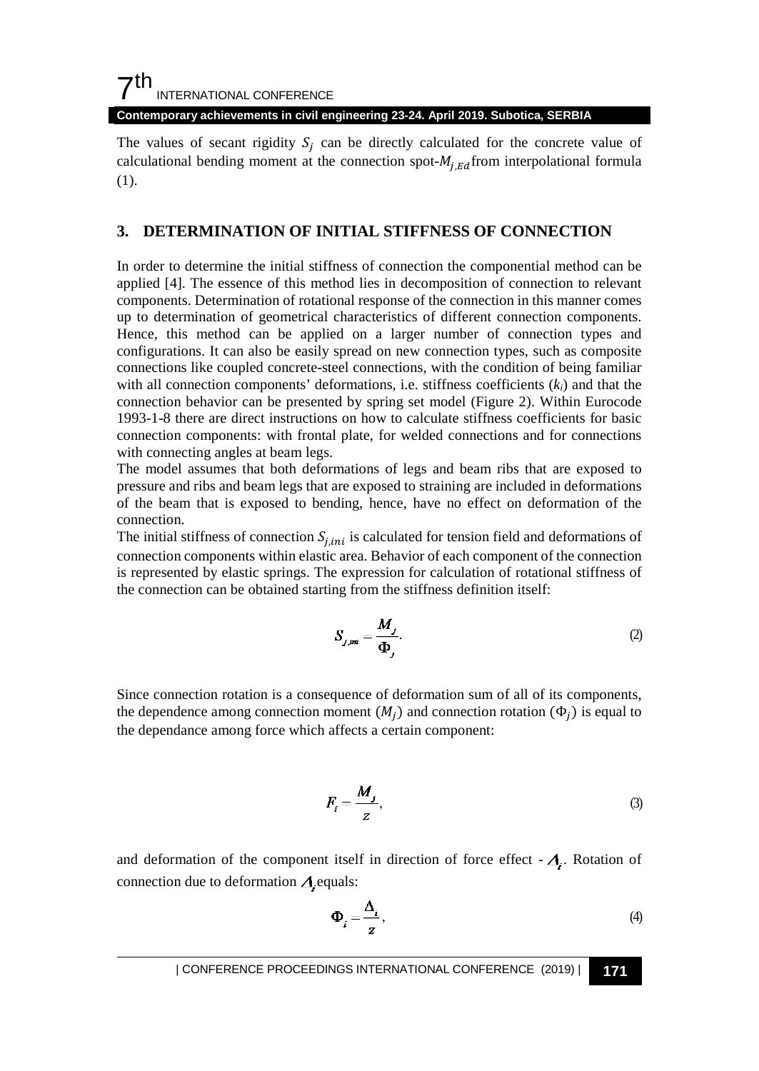The values of secant rigidity $S_j$ can be directly calculated for the concrete value of calculational bending moment at the connection spot-$M_{j,Ed}$ from interpolational formula (1).

## 3. DETERMINATION OF INITIAL STIFFNESS OF CONNECTION

In order to determine the initial stiffness of connection the componential method can be applied [4]. The essence of this method lies in decomposition of connection to relevant components. Determination of rotational response of the connection in this manner comes up to determination of geometrical characteristics of different connection components. Hence, this method can be applied on a larger number of connection types and configurations. It can also be easily spread on new connection types, such as composite connections like coupled concrete-steel connections, with the condition of being familiar with all connection components' deformations, i.e. stiffness coefficients ($k_i$) and that the connection behavior can be presented by spring set model (Figure 2). Within Eurocode 1993-1-8 there are direct instructions on how to calculate stiffness coefficients for basic connection components: with frontal plate, for welded connections and for connections with connecting angles at beam legs.

The model assumes that both deformations of legs and beam ribs that are exposed to pressure and ribs and beam legs that are exposed to straining are included in deformations of the beam that is exposed to bending, hence, have no effect on deformation of the connection.

The initial stiffness of connection $S_{j,ini}$ is calculated for tension field and deformations of connection components within elastic area. Behavior of each component of the connection is represented by elastic springs. The expression for calculation of rotational stiffness of the connection can be obtained starting from the stiffness definition itself:

$$S_{j,ini} = \frac{M_j}{\Phi_j}. \tag{2}$$

Since connection rotation is a consequence of deformation sum of all of its components, the dependence among connection moment ($M_j$) and connection rotation ($\Phi_j$) is equal to the dependance among force which affects a certain component:

$$F_i = \frac{M_j}{z}, \tag{3}$$

and deformation of the component itself in direction of force effect - $\Delta_i$. Rotation of connection due to deformation $\Delta_i$ equals:

$$\Phi_i = \frac{\Delta_i}{z}, \tag{4}$$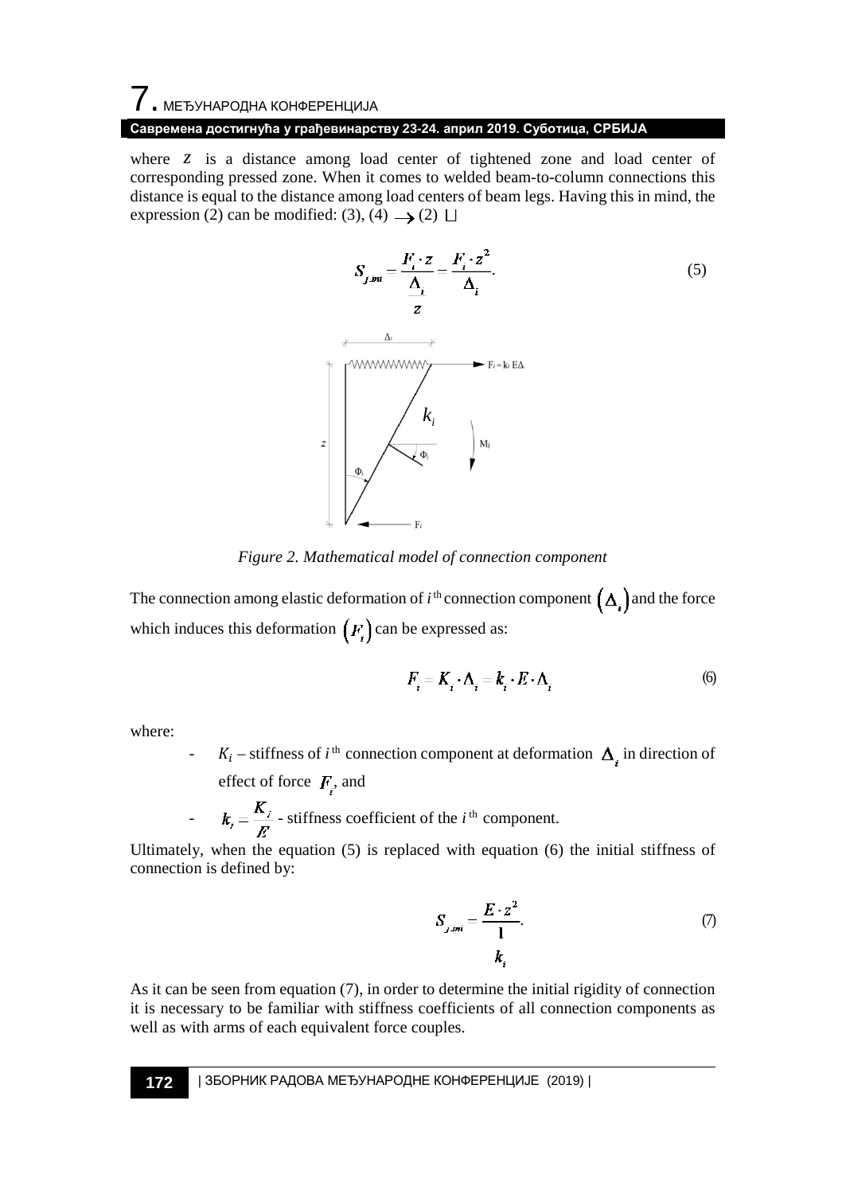where $z$ is a distance among load center of tightened zone and load center of corresponding pressed zone. When it comes to welded beam-to-column connections this distance is equal to the distance among load centers of beam legs. Having this in mind, the expression (2) can be modified: (3), (4) $\rightarrow$ (2) $\sqcup$

$$S_{j,ini} = \frac{F_i \cdot z}{\frac{\Delta_i}{z}} = \frac{F_i \cdot z^2}{\Delta_i}. \tag{5}$$

*Figure 2. Mathematical model of connection component*

The connection among elastic deformation of *i*[th] connection component $(\Delta_i)$ and the force which induces this deformation $(F_i)$ can be expressed as:

$$F_i = K_i \cdot \Delta_i = k_i \cdot E \cdot \Delta_i \tag{6}$$

where:

- $K_i$ – stiffness of *i*[th] connection component at deformation $\Delta_i$ in direction of effect of force $F_i$, and
- $k_i = \frac{K_i}{E}$ - stiffness coefficient of the *i*[th] component.

Ultimately, when the equation (5) is replaced with equation (6) the initial stiffness of connection is defined by:

$$S_{j,ini} = \frac{E \cdot z^2}{\frac{1}{k_i}}. \tag{7}$$

As it can be seen from equation (7), in order to determine the initial rigidity of connection it is necessary to be familiar with stiffness coefficients of all connection components as well as with arms of each equivalent force couples.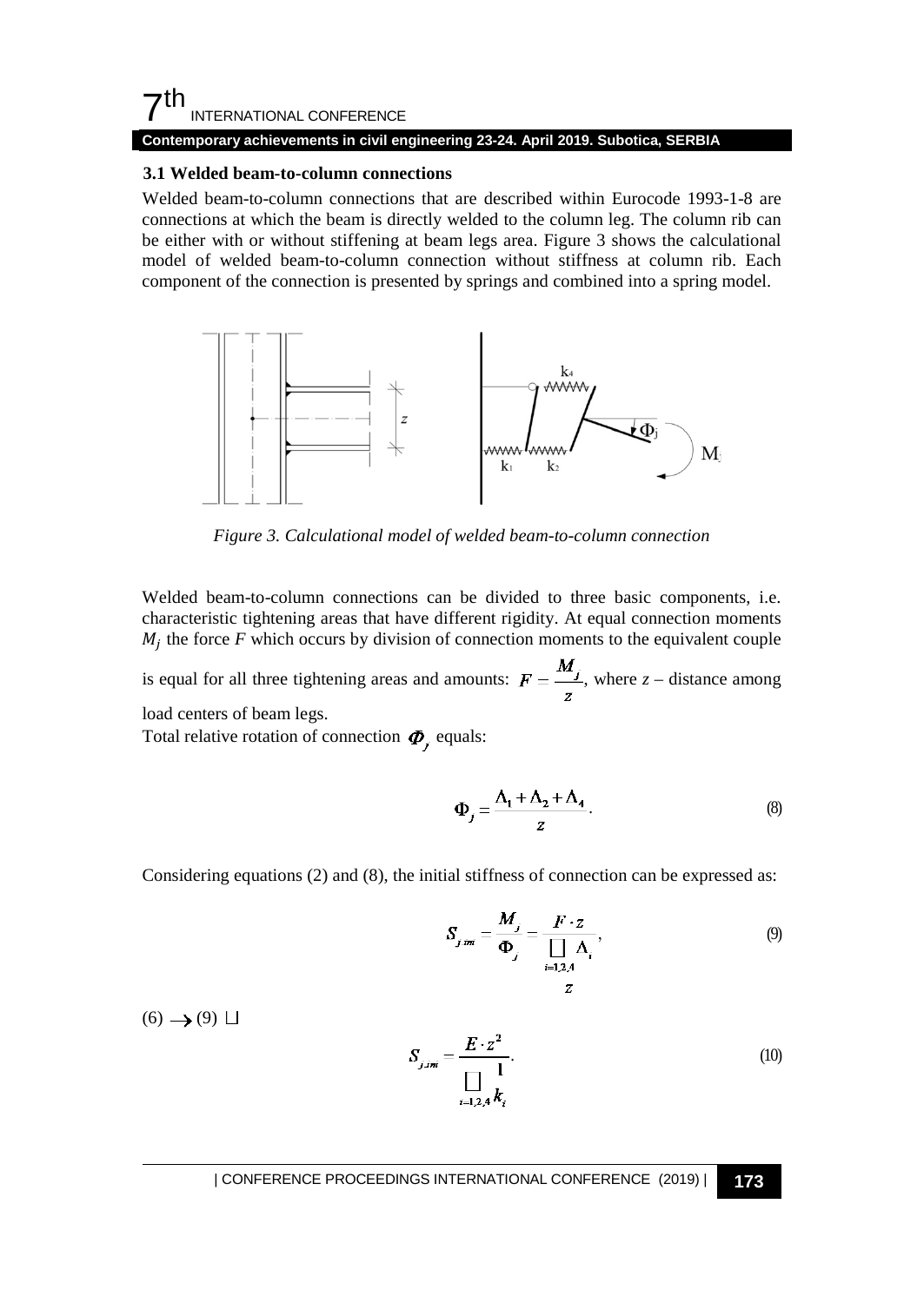### 3.1 Welded beam-to-column connections

Welded beam-to-column connections that are described within Eurocode 1993-1-8 are connections at which the beam is directly welded to the column leg. The column rib can be either with or without stiffening at beam legs area. Figure 3 shows the calculational model of welded beam-to-column connection without stiffness at column rib. Each component of the connection is presented by springs and combined into a spring model.

*Figure 3. Calculational model of welded beam-to-column connection*

Welded beam-to-column connections can be divided to three basic components, i.e. characteristic tightening areas that have different rigidity. At equal connection moments $M_j$ the force $F$ which occurs by division of connection moments to the equivalent couple is equal for all three tightening areas and amounts: $F = \frac{M_j}{z}$, where $z$ – distance among load centers of beam legs.

Total relative rotation of connection $\Phi_j$ equals:

$$\Phi_j = \frac{\Lambda_1 + \Lambda_2 + \Lambda_4}{z}. \tag{8}$$

Considering equations (2) and (8), the initial stiffness of connection can be expressed as:

$$S_{j,ini} = \frac{M_j}{\Phi_j} = \frac{F \cdot z}{\frac{\sum_{i=1,2,4} \Lambda_i}{z}}, \tag{9}$$

$(6) \rightarrow (9) \Rightarrow$

$$S_{j,ini} = \frac{E \cdot z^2}{\sum_{i=1,2,4} \frac{1}{k_i}}. \tag{10}$$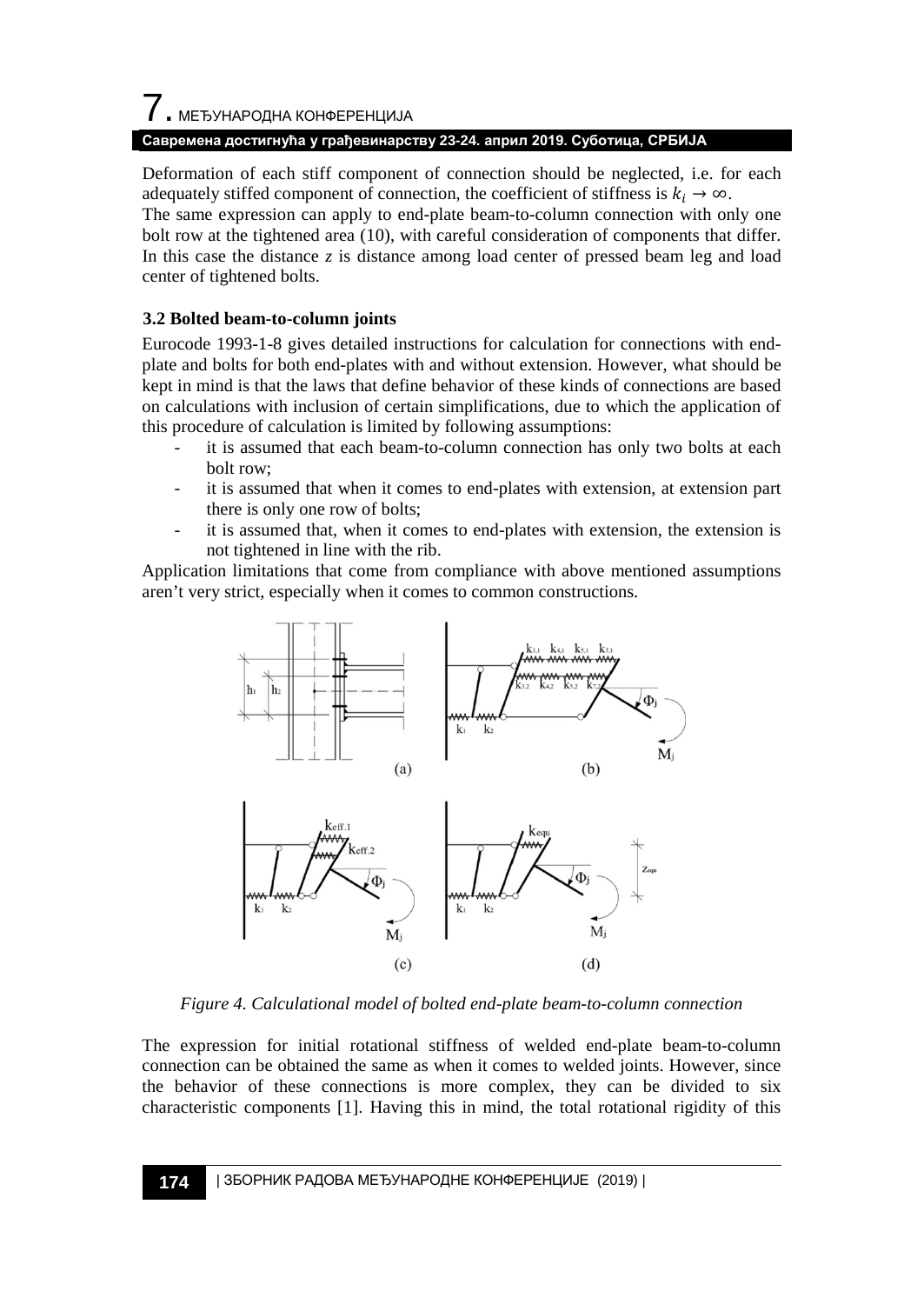Deformation of each stiff component of connection should be neglected, i.e. for each adequately stiffed component of connection, the coefficient of stiffness is $k_i \rightarrow \infty$.

The same expression can apply to end-plate beam-to-column connection with only one bolt row at the tightened area (10), with careful consideration of components that differ. In this case the distance $z$ is distance among load center of pressed beam leg and load center of tightened bolts.

### 3.2 Bolted beam-to-column joints

Eurocode 1993-1-8 gives detailed instructions for calculation for connections with end-plate and bolts for both end-plates with and without extension. However, what should be kept in mind is that the laws that define behavior of these kinds of connections are based on calculations with inclusion of certain simplifications, due to which the application of this procedure of calculation is limited by following assumptions:

- it is assumed that each beam-to-column connection has only two bolts at each bolt row;
- it is assumed that when it comes to end-plates with extension, at extension part there is only one row of bolts;
- it is assumed that, when it comes to end-plates with extension, the extension is not tightened in line with the rib.

Application limitations that come from compliance with above mentioned assumptions aren't very strict, especially when it comes to common constructions.

*Figure 4. Calculational model of bolted end-plate beam-to-column connection*

The expression for initial rotational stiffness of welded end-plate beam-to-column connection can be obtained the same as when it comes to welded joints. However, since the behavior of these connections is more complex, they can be divided to six characteristic components [1]. Having this in mind, the total rotational rigidity of this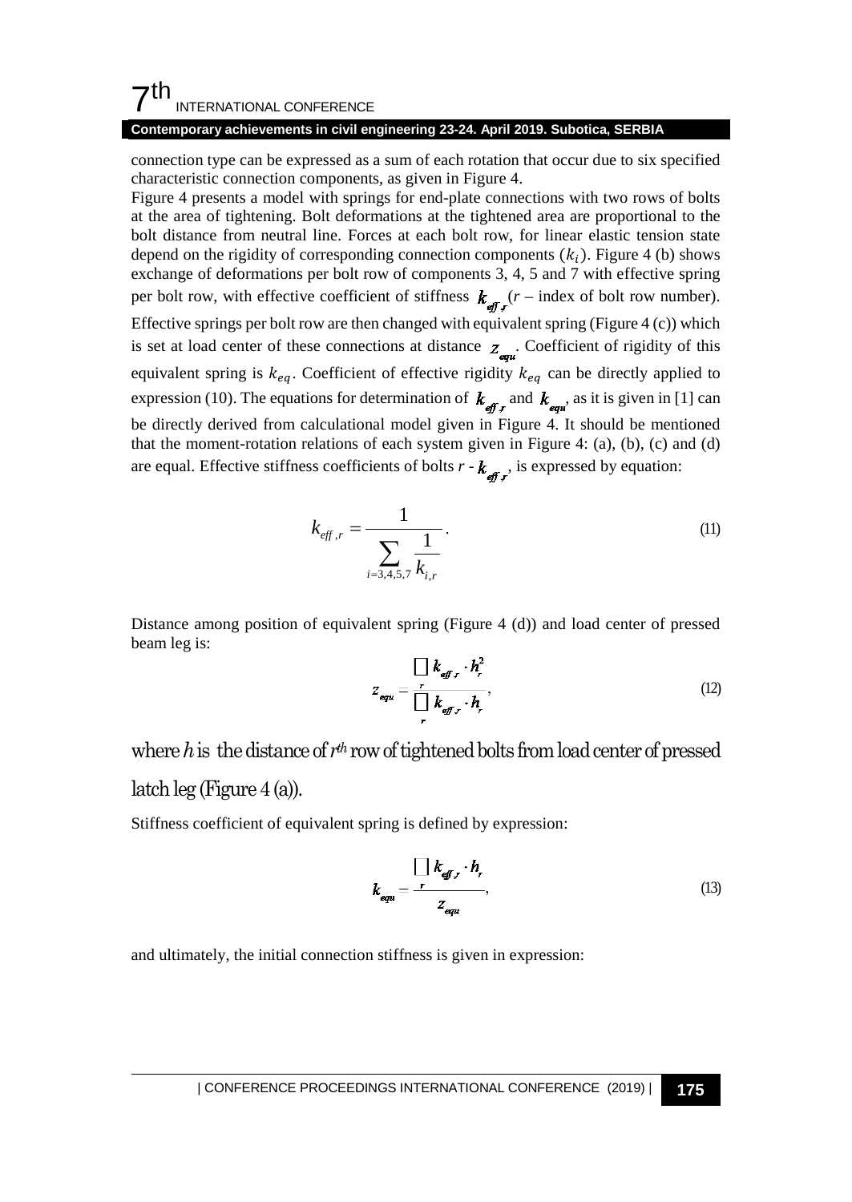connection type can be expressed as a sum of each rotation that occur due to six specified characteristic connection components, as given in Figure 4.

Figure 4 presents a model with springs for end-plate connections with two rows of bolts at the area of tightening. Bolt deformations at the tightened area are proportional to the bolt distance from neutral line. Forces at each bolt row, for linear elastic tension state depend on the rigidity of corresponding connection components $(k_i)$. Figure 4 (b) shows exchange of deformations per bolt row of components 3, 4, 5 and 7 with effective spring per bolt row, with effective coefficient of stiffness $k_{eff,r}$ (*r* – index of bolt row number). Effective springs per bolt row are then changed with equivalent spring (Figure 4 (c)) which is set at load center of these connections at distance $z_{equ}$. Coefficient of rigidity of this equivalent spring is $k_{eq}$. Coefficient of effective rigidity $k_{eq}$ can be directly applied to expression (10). The equations for determination of $k_{eff,r}$ and $k_{equ}$, as it is given in [1] can be directly derived from calculational model given in Figure 4. It should be mentioned that the moment-rotation relations of each system given in Figure 4: (a), (b), (c) and (d) are equal. Effective stiffness coefficients of bolts *r* - $k_{eff,r}$, is expressed by equation:

$$k_{eff,r} = \frac{1}{\sum\limits_{i=3,4,5,7} \frac{1}{k_{i,r}}}. \tag{11}$$

Distance among position of equivalent spring (Figure 4 (d)) and load center of pressed beam leg is:

$$z_{equ} = \frac{\sum\limits_{r} k_{eff,r} \cdot h_r^2}{\sum\limits_{r} k_{eff,r} \cdot h_r}, \tag{12}$$

where $h$ is the distance of $r^{th}$ row of tightened bolts from load center of pressed latch leg (Figure 4 (a)).

Stiffness coefficient of equivalent spring is defined by expression:

$$k_{equ} = \frac{\sum\limits_{r} k_{eff,r} \cdot h_r}{z_{equ}}, \tag{13}$$

and ultimately, the initial connection stiffness is given in expression: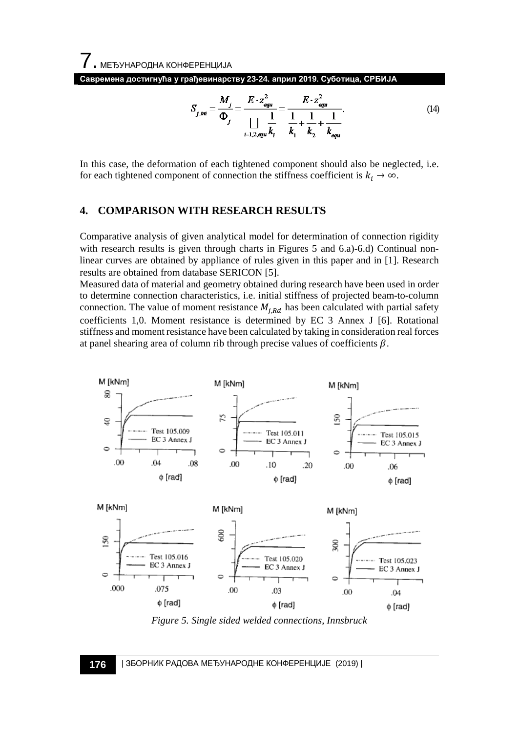$$S_{j,ini} = \frac{M_j}{\Phi_j} = \frac{E \cdot z_{equ}^2}{\sum\limits_{i=1,2,equ} \frac{1}{k_i}} = \frac{E \cdot z_{equ}^2}{\frac{1}{k_1} + \frac{1}{k_2} + \frac{1}{k_{equ}}}. \tag{14}$$

In this case, the deformation of each tightened component should also be neglected, i.e. for each tightened component of connection the stiffness coefficient is $k_i \rightarrow \infty$.

## 4. COMPARISON WITH RESEARCH RESULTS

Comparative analysis of given analytical model for determination of connection rigidity with research results is given through charts in Figures 5 and 6.a)-6.d) Continual non-linear curves are obtained by appliance of rules given in this paper and in [1]. Research results are obtained from database SERICON [5].

Measured data of material and geometry obtained during research have been used in order to determine connection characteristics, i.e. initial stiffness of projected beam-to-column connection. The value of moment resistance $M_{j,Rd}$ has been calculated with partial safety coefficients 1,0. Moment resistance is determined by EC 3 Annex J [6]. Rotational stiffness and moment resistance have been calculated by taking in consideration real forces at panel shearing area of column rib through precise values of coefficients $\beta$.

*Figure 5. Single sided welded connections, Innsbruck*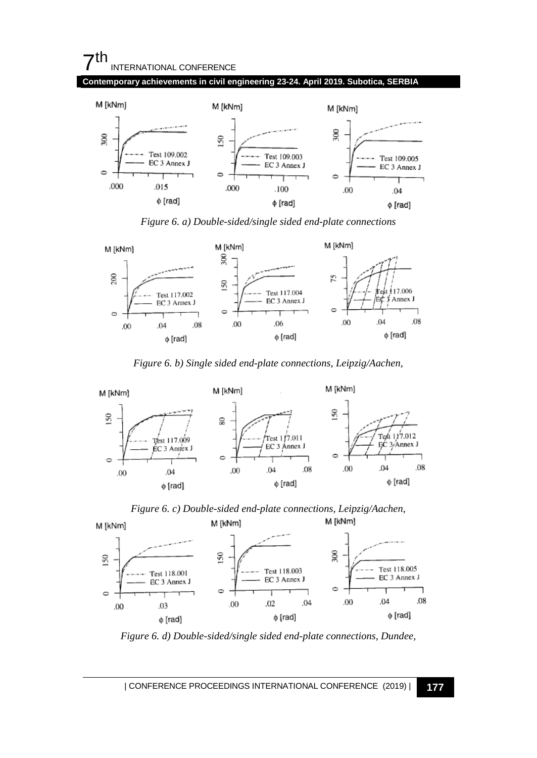*Figure 6. a) Double-sided/single sided end-plate connections*

*Figure 6. b) Single sided end-plate connections, Leipzig/Aachen,*

*Figure 6. c) Double-sided end-plate connections, Leipzig/Aachen,*

*Figure 6. d) Double-sided/single sided end-plate connections, Dundee,*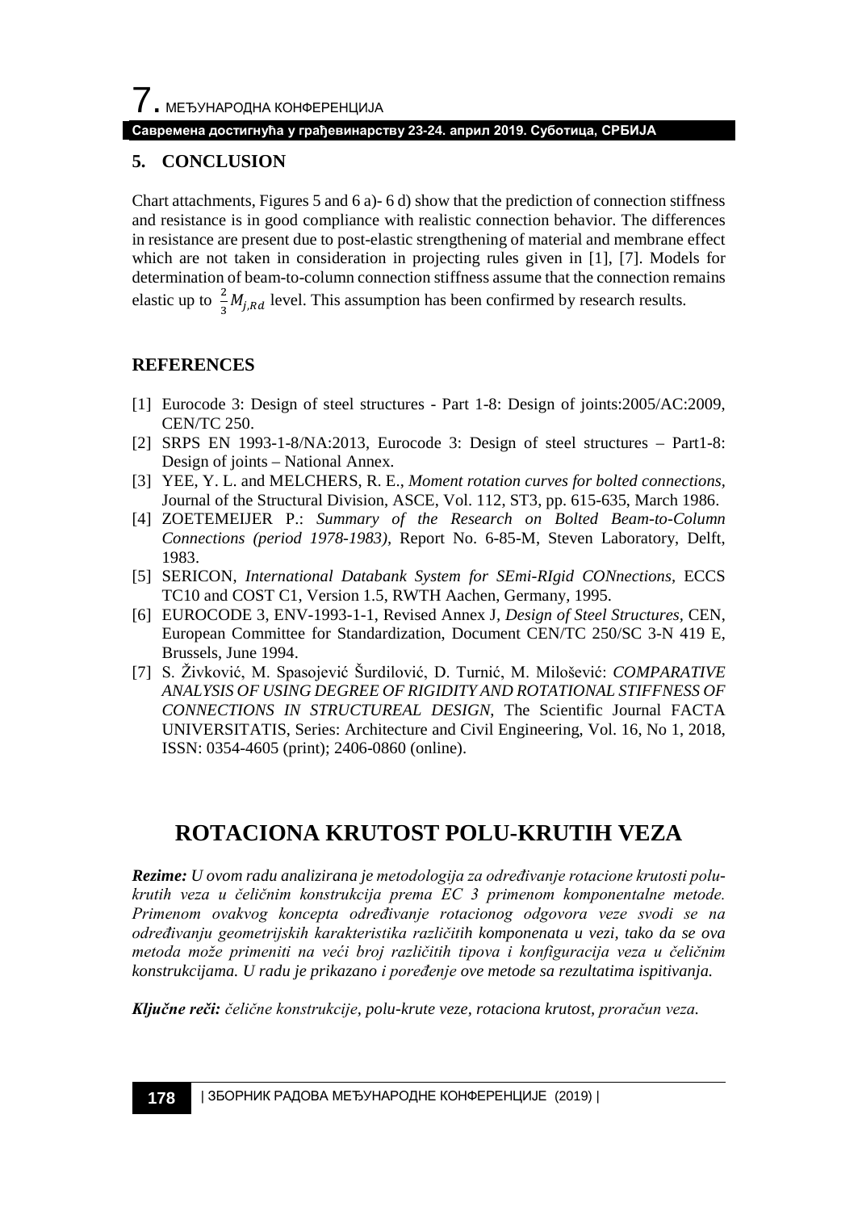## 5. CONCLUSION

Chart attachments, Figures 5 and 6 a)- 6 d) show that the prediction of connection stiffness and resistance is in good compliance with realistic connection behavior. The differences in resistance are present due to post-elastic strengthening of material and membrane effect which are not taken in consideration in projecting rules given in [1], [7]. Models for determination of beam-to-column connection stiffness assume that the connection remains elastic up to $\frac{2}{3}M_{j,Rd}$ level. This assumption has been confirmed by research results.

## REFERENCES

[1] Eurocode 3: Design of steel structures - Part 1-8: Design of joints:2005/AC:2009, CEN/TC 250.

[2] SRPS EN 1993-1-8/NA:2013, Eurocode 3: Design of steel structures – Part1-8: Design of joints – National Annex.

[3] YEE, Y. L. and MELCHERS, R. E., *Moment rotation curves for bolted connections*, Journal of the Structural Division, ASCE, Vol. 112, ST3, pp. 615-635, March 1986.

[4] ZOETEMEIJER P.: *Summary of the Research on Bolted Beam-to-Column Connections (period 1978-1983)*, Report No. 6-85-M, Steven Laboratory, Delft, 1983.

[5] SERICON, *International Databank System for SEmi-RIgid CONnections*, ECCS TC10 and COST C1, Version 1.5, RWTH Aachen, Germany, 1995.

[6] EUROCODE 3, ENV-1993-1-1, Revised Annex J, *Design of Steel Structures*, CEN, European Committee for Standardization, Document CEN/TC 250/SC 3-N 419 E, Brussels, June 1994.

[7] S. Živković, M. Spasojević Šurdilović, D. Turnić, M. Milošević: *COMPARATIVE ANALYSIS OF USING DEGREE OF RIGIDITY AND ROTATIONAL STIFFNESS OF CONNECTIONS IN STRUCTUREAL DESIGN*, The Scientific Journal FACTA UNIVERSITATIS, Series: Architecture and Civil Engineering, Vol. 16, No 1, 2018, ISSN: 0354-4605 (print); 2406-0860 (online).

# ROTACIONA KRUTOST POLU-KRUTIH VEZA

***Rezime:*** *U ovom radu analizirana je metodologija za određivanje rotacione krutosti polu-krutih veza u čeličnim konstrukcija prema EC 3 primenom komponentalne metode. Primenom ovakvog koncepta određivanje rotacionog odgovora veze svodi se na određivanju geometrijskih karakteristika različitih komponenata u vezi, tako da se ova metoda može primeniti na veći broj različitih tipova i konfiguracija veza u čeličnim konstrukcijama. U radu je prikazano i poređenje ove metode sa rezultatima ispitivanja.*

***Ključne reči:*** *čelične konstrukcije, polu-krute veze, rotaciona krutost, proračun veza.*